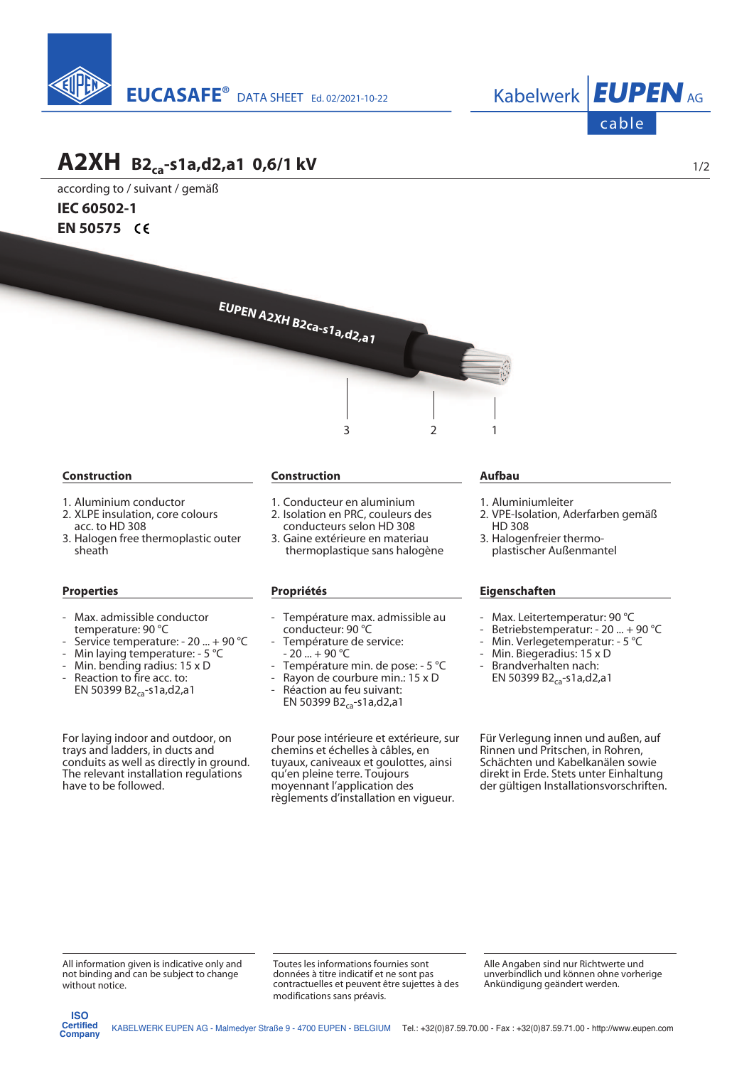**EUCASAFE®** DATA SHEET Ed. 02/2021-10-22

Kabelwerk **EUPEN** AG cable

# A2XH B2$_{ca}$-s1a,d2,a1 0,6/1 kV

according to / suivant / gemäß

**IEC 60502-1**

**EN 50575** CE

EUPEN A2XH B2ca-s1a,d2,a1

3 2 1

### Construction

1. Aluminium conductor
2. XLPE insulation, core colours acc. to HD 308
3. Halogen free thermoplastic outer sheath

### Construction

1. Conducteur en aluminium
2. Isolation en PRC, couleurs des conducteurs selon HD 308
3. Gaine extérieure en materiau thermoplastique sans halogène

### Aufbau

1. Aluminiumleiter
2. VPE-Isolation, Aderfarben gemäß HD 308
3. Halogenfreier thermo-plastischer Außenmantel

### Properties

- Max. admissible conductor temperature: 90 °C
- Service temperature: - 20 ... + 90 °C
- Min laying temperature: - 5 °C
- Min. bending radius: 15 x D
- Reaction to fire acc. to: EN 50399 B2$_{ca}$-s1a,d2,a1

### Propriétés

- Température max. admissible au conducteur: 90 °C
- Température de service: - 20 ... + 90 °C
- Température min. de pose: - 5 °C
- Rayon de courbure min.: 15 x D
- Réaction au feu suivant: EN 50399 B2$_{ca}$-s1a,d2,a1

### Eigenschaften

- Max. Leitertemperatur: 90 °C
- Betriebstemperatur: - 20 ... + 90 °C
- Min. Verlegetemperatur: - 5 °C
- Min. Biegeradius: 15 x D
- Brandverhalten nach: EN 50399 B2$_{ca}$-s1a,d2,a1

For laying indoor and outdoor, on trays and ladders, in ducts and conduits as well as directly in ground. The relevant installation regulations have to be followed.

Pour pose intérieure et extérieure, sur chemins et échelles à câbles, en tuyaux, caniveaux et goulottes, ainsi qu'en pleine terre. Toujours moyennant l'application des règlements d'installation en vigueur.

Für Verlegung innen und außen, auf Rinnen und Pritschen, in Rohren, Schächten und Kabelkanälen sowie direkt in Erde. Stets unter Einhaltung der gültigen Installationsvorschriften.

All information given is indicative only and not binding and can be subject to change without notice.

Toutes les informations fournies sont données à titre indicatif et ne sont pas contractuelles et peuvent être sujettes à des modifications sans préavis.

Alle Angaben sind nur Richtwerte und unverbindlich und können ohne vorherige Ankündigung geändert werden.

ISO Certified Company

KABELWERK EUPEN AG - Malmedyer Straße 9 - 4700 EUPEN - BELGIUM Tel.: +32(0)87.59.70.00 - Fax : +32(0)87.59.71.00 - http://www.eupen.com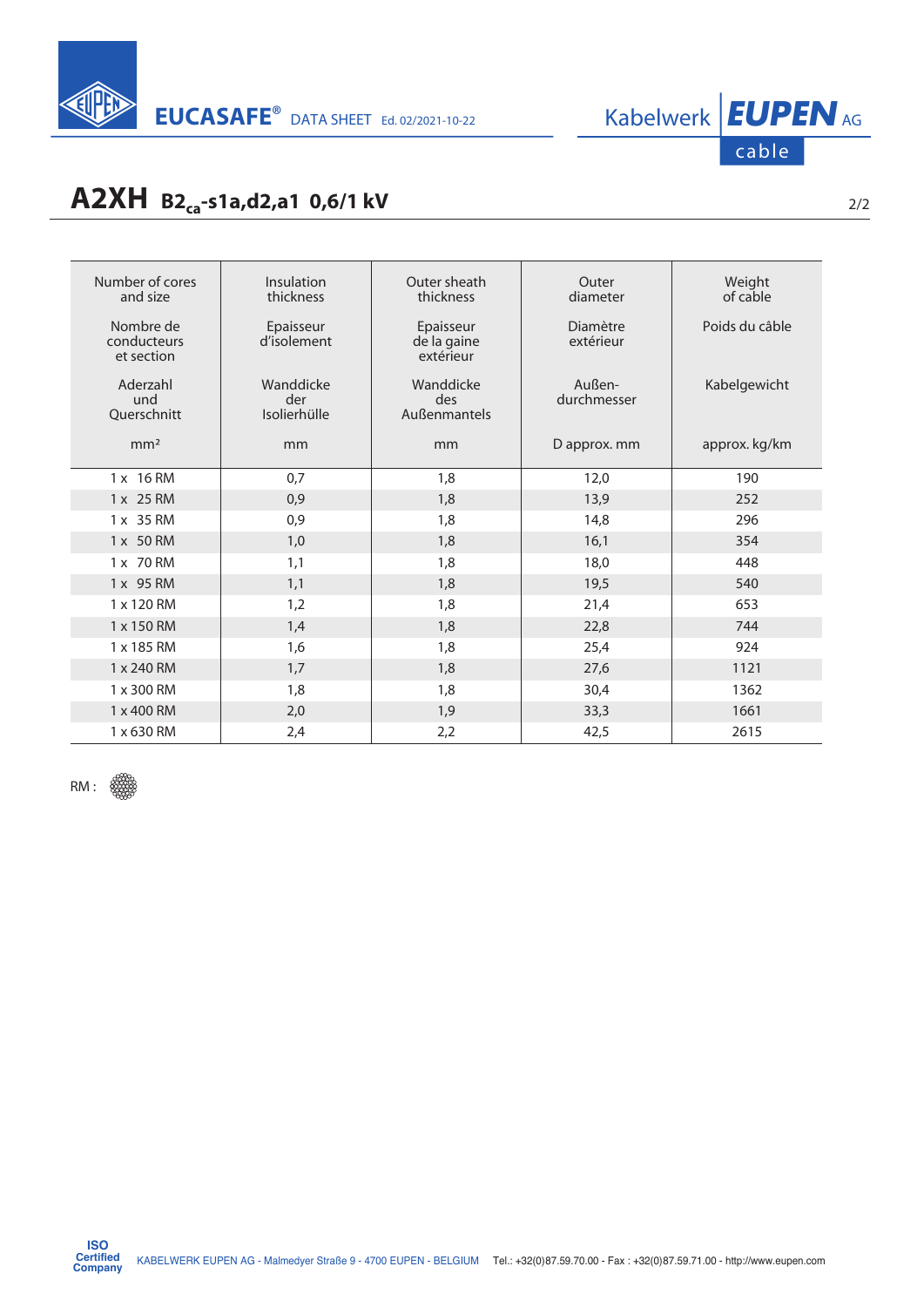# A2XH $B2_{ca}$-s1a,d2,a1 0,6/1 kV

| Number of cores and size<br><br>Nombre de conducteurs et section<br><br>Aderzahl und Querschnitt<br><br>mm² | Insulation thickness<br><br>Epaisseur d'isolement<br><br>Wanddicke der Isolierhülle<br><br>mm | Outer sheath thickness<br><br>Epaisseur de la gaine extérieur<br><br>Wanddicke des Außenmantels<br><br>mm | Outer diameter<br><br>Diamètre extérieur<br><br>Außen-durchmesser<br><br>D approx. mm | Weight of cable<br><br>Poids du câble<br><br>Kabelgewicht<br><br>approx. kg/km |
|---|---|---|---|---|
| 1 x 16 RM | 0,7 | 1,8 | 12,0 | 190 |
| 1 x 25 RM | 0,9 | 1,8 | 13,9 | 252 |
| 1 x 35 RM | 0,9 | 1,8 | 14,8 | 296 |
| 1 x 50 RM | 1,0 | 1,8 | 16,1 | 354 |
| 1 x 70 RM | 1,1 | 1,8 | 18,0 | 448 |
| 1 x 95 RM | 1,1 | 1,8 | 19,5 | 540 |
| 1 x 120 RM | 1,2 | 1,8 | 21,4 | 653 |
| 1 x 150 RM | 1,4 | 1,8 | 22,8 | 744 |
| 1 x 185 RM | 1,6 | 1,8 | 25,4 | 924 |
| 1 x 240 RM | 1,7 | 1,8 | 27,6 | 1121 |
| 1 x 300 RM | 1,8 | 1,8 | 30,4 | 1362 |
| 1 x 400 RM | 2,0 | 1,9 | 33,3 | 1661 |
| 1 x 630 RM | 2,4 | 2,2 | 42,5 | 2615 |

RM :